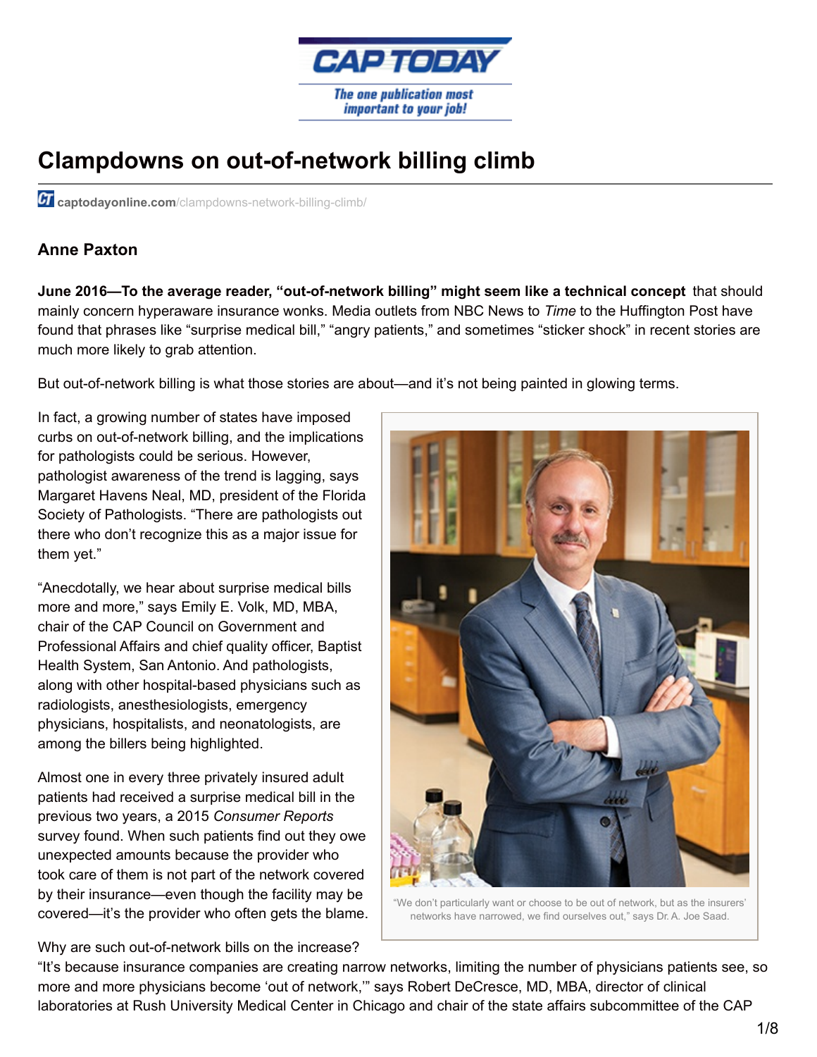# Clampdowns on out-of-network billing climb

captodayonline.com/clampdowns-network-billing-climb/

**Anne Paxton**

**June 2016—To the average reader, "out-of-network billing" might seem like a technical concept** that should mainly concern hyperaware insurance wonks. Media outlets from NBC News to *Time* to the Huffington Post have found that phrases like "surprise medical bill," "angry patients," and sometimes "sticker shock" in recent stories are much more likely to grab attention.

But out-of-network billing is what those stories are about—and it's not being painted in glowing terms.

In fact, a growing number of states have imposed curbs on out-of-network billing, and the implications for pathologists could be serious. However, pathologist awareness of the trend is lagging, says Margaret Havens Neal, MD, president of the Florida Society of Pathologists. "There are pathologists out there who don't recognize this as a major issue for them yet."

"Anecdotally, we hear about surprise medical bills more and more," says Emily E. Volk, MD, MBA, chair of the CAP Council on Government and Professional Affairs and chief quality officer, Baptist Health System, San Antonio. And pathologists, along with other hospital-based physicians such as radiologists, anesthesiologists, emergency physicians, hospitalists, and neonatologists, are among the billers being highlighted.

Almost one in every three privately insured adult patients had received a surprise medical bill in the previous two years, a 2015 *Consumer Reports* survey found. When such patients find out they owe unexpected amounts because the provider who took care of them is not part of the network covered by their insurance—even though the facility may be covered—it's the provider who often gets the blame.

"We don't particularly want or choose to be out of network, but as the insurers' networks have narrowed, we find ourselves out," says Dr. A. Joe Saad.

Why are such out-of-network bills on the increase? "It's because insurance companies are creating narrow networks, limiting the number of physicians patients see, so more and more physicians become 'out of network,'" says Robert DeCresce, MD, MBA, director of clinical laboratories at Rush University Medical Center in Chicago and chair of the state affairs subcommittee of the CAP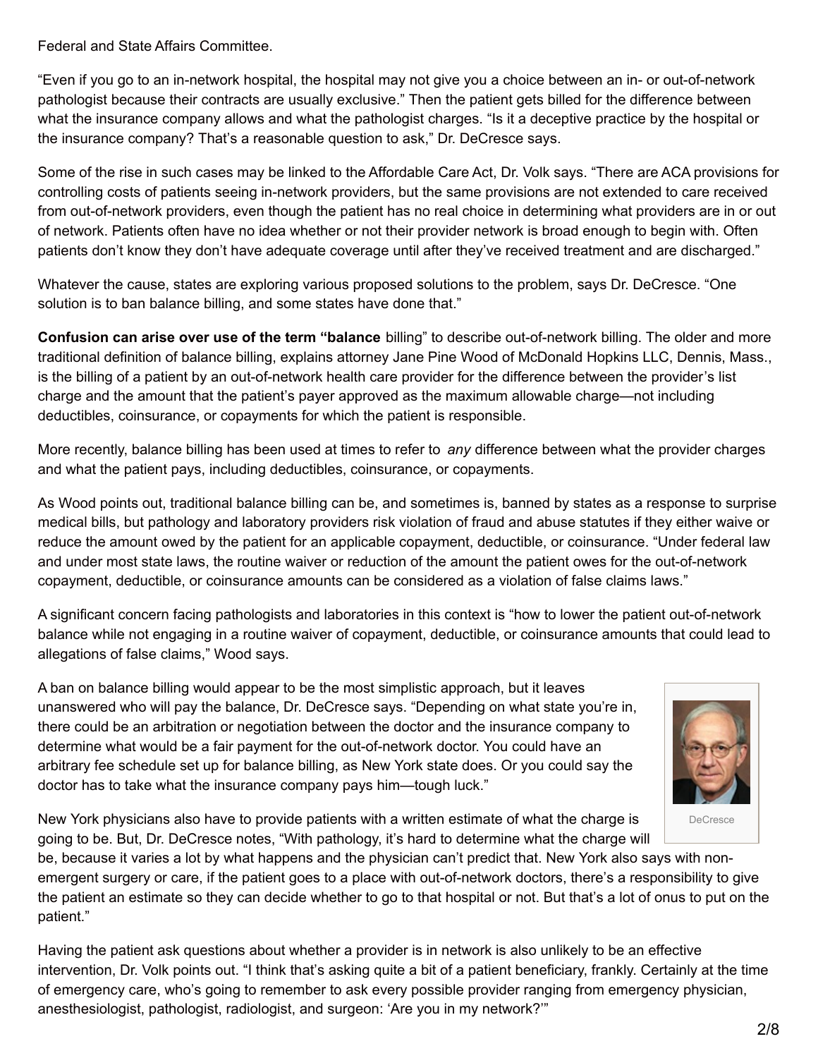Federal and State Affairs Committee.

"Even if you go to an in-network hospital, the hospital may not give you a choice between an in- or out-of-network pathologist because their contracts are usually exclusive." Then the patient gets billed for the difference between what the insurance company allows and what the pathologist charges. "Is it a deceptive practice by the hospital or the insurance company? That's a reasonable question to ask," Dr. DeCresce says.

Some of the rise in such cases may be linked to the Affordable Care Act, Dr. Volk says. "There are ACA provisions for controlling costs of patients seeing in-network providers, but the same provisions are not extended to care received from out-of-network providers, even though the patient has no real choice in determining what providers are in or out of network. Patients often have no idea whether or not their provider network is broad enough to begin with. Often patients don't know they don't have adequate coverage until after they've received treatment and are discharged."

Whatever the cause, states are exploring various proposed solutions to the problem, says Dr. DeCresce. "One solution is to ban balance billing, and some states have done that."

**Confusion can arise over use of the term "balance** billing" to describe out-of-network billing. The older and more traditional definition of balance billing, explains attorney Jane Pine Wood of McDonald Hopkins LLC, Dennis, Mass., is the billing of a patient by an out-of-network health care provider for the difference between the provider's list charge and the amount that the patient's payer approved as the maximum allowable charge—not including deductibles, coinsurance, or copayments for which the patient is responsible.

More recently, balance billing has been used at times to refer to *any* difference between what the provider charges and what the patient pays, including deductibles, coinsurance, or copayments.

As Wood points out, traditional balance billing can be, and sometimes is, banned by states as a response to surprise medical bills, but pathology and laboratory providers risk violation of fraud and abuse statutes if they either waive or reduce the amount owed by the patient for an applicable copayment, deductible, or coinsurance. "Under federal law and under most state laws, the routine waiver or reduction of the amount the patient owes for the out-of-network copayment, deductible, or coinsurance amounts can be considered as a violation of false claims laws."

A significant concern facing pathologists and laboratories in this context is "how to lower the patient out-of-network balance while not engaging in a routine waiver of copayment, deductible, or coinsurance amounts that could lead to allegations of false claims," Wood says.

A ban on balance billing would appear to be the most simplistic approach, but it leaves unanswered who will pay the balance, Dr. DeCresce says. "Depending on what state you're in, there could be an arbitration or negotiation between the doctor and the insurance company to determine what would be a fair payment for the out-of-network doctor. You could have an arbitrary fee schedule set up for balance billing, as New York state does. Or you could say the doctor has to take what the insurance company pays him—tough luck."

DeCresce

New York physicians also have to provide patients with a written estimate of what the charge is going to be. But, Dr. DeCresce notes, "With pathology, it's hard to determine what the charge will be, because it varies a lot by what happens and the physician can't predict that. New York also says with non-emergent surgery or care, if the patient goes to a place with out-of-network doctors, there's a responsibility to give the patient an estimate so they can decide whether to go to that hospital or not. But that's a lot of onus to put on the patient."

Having the patient ask questions about whether a provider is in network is also unlikely to be an effective intervention, Dr. Volk points out. "I think that's asking quite a bit of a patient beneficiary, frankly. Certainly at the time of emergency care, who's going to remember to ask every possible provider ranging from emergency physician, anesthesiologist, pathologist, radiologist, and surgeon: 'Are you in my network?'"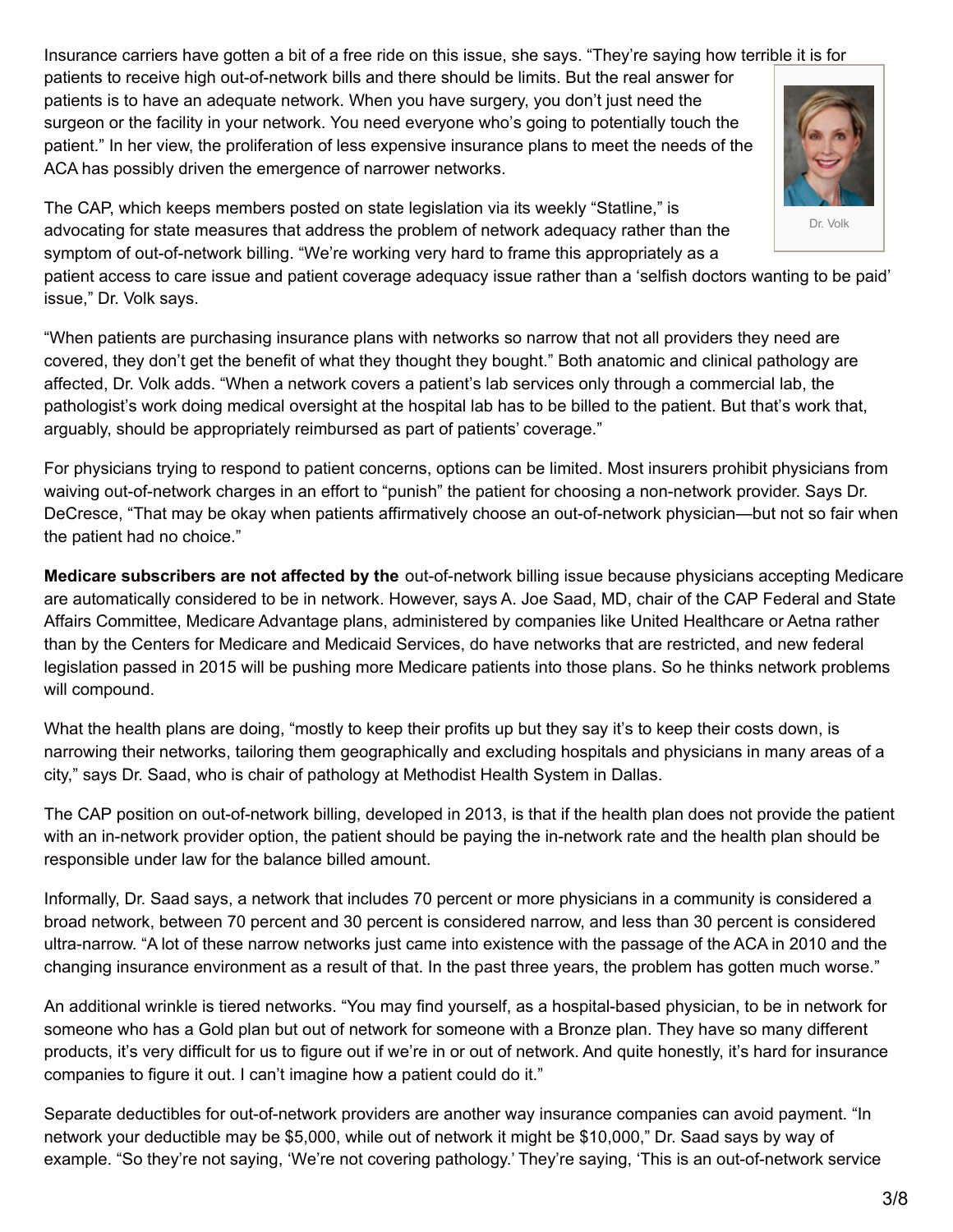Insurance carriers have gotten a bit of a free ride on this issue, she says. "They're saying how terrible it is for patients to receive high out-of-network bills and there should be limits. But the real answer for patients is to have an adequate network. When you have surgery, you don't just need the surgeon or the facility in your network. You need everyone who's going to potentially touch the patient." In her view, the proliferation of less expensive insurance plans to meet the needs of the ACA has possibly driven the emergence of narrower networks.

Dr. Volk

The CAP, which keeps members posted on state legislation via its weekly "Statline," is advocating for state measures that address the problem of network adequacy rather than the symptom of out-of-network billing. "We're working very hard to frame this appropriately as a patient access to care issue and patient coverage adequacy issue rather than a 'selfish doctors wanting to be paid' issue," Dr. Volk says.

"When patients are purchasing insurance plans with networks so narrow that not all providers they need are covered, they don't get the benefit of what they thought they bought." Both anatomic and clinical pathology are affected, Dr. Volk adds. "When a network covers a patient's lab services only through a commercial lab, the pathologist's work doing medical oversight at the hospital lab has to be billed to the patient. But that's work that, arguably, should be appropriately reimbursed as part of patients' coverage."

For physicians trying to respond to patient concerns, options can be limited. Most insurers prohibit physicians from waiving out-of-network charges in an effort to "punish" the patient for choosing a non-network provider. Says Dr. DeCresce, "That may be okay when patients affirmatively choose an out-of-network physician—but not so fair when the patient had no choice."

**Medicare subscribers are not affected by the** out-of-network billing issue because physicians accepting Medicare are automatically considered to be in network. However, says A. Joe Saad, MD, chair of the CAP Federal and State Affairs Committee, Medicare Advantage plans, administered by companies like United Healthcare or Aetna rather than by the Centers for Medicare and Medicaid Services, do have networks that are restricted, and new federal legislation passed in 2015 will be pushing more Medicare patients into those plans. So he thinks network problems will compound.

What the health plans are doing, "mostly to keep their profits up but they say it's to keep their costs down, is narrowing their networks, tailoring them geographically and excluding hospitals and physicians in many areas of a city," says Dr. Saad, who is chair of pathology at Methodist Health System in Dallas.

The CAP position on out-of-network billing, developed in 2013, is that if the health plan does not provide the patient with an in-network provider option, the patient should be paying the in-network rate and the health plan should be responsible under law for the balance billed amount.

Informally, Dr. Saad says, a network that includes 70 percent or more physicians in a community is considered a broad network, between 70 percent and 30 percent is considered narrow, and less than 30 percent is considered ultra-narrow. "A lot of these narrow networks just came into existence with the passage of the ACA in 2010 and the changing insurance environment as a result of that. In the past three years, the problem has gotten much worse."

An additional wrinkle is tiered networks. "You may find yourself, as a hospital-based physician, to be in network for someone who has a Gold plan but out of network for someone with a Bronze plan. They have so many different products, it's very difficult for us to figure out if we're in or out of network. And quite honestly, it's hard for insurance companies to figure it out. I can't imagine how a patient could do it."

Separate deductibles for out-of-network providers are another way insurance companies can avoid payment. "In network your deductible may be $5,000, while out of network it might be $10,000," Dr. Saad says by way of example. "So they're not saying, 'We're not covering pathology.' They're saying, 'This is an out-of-network service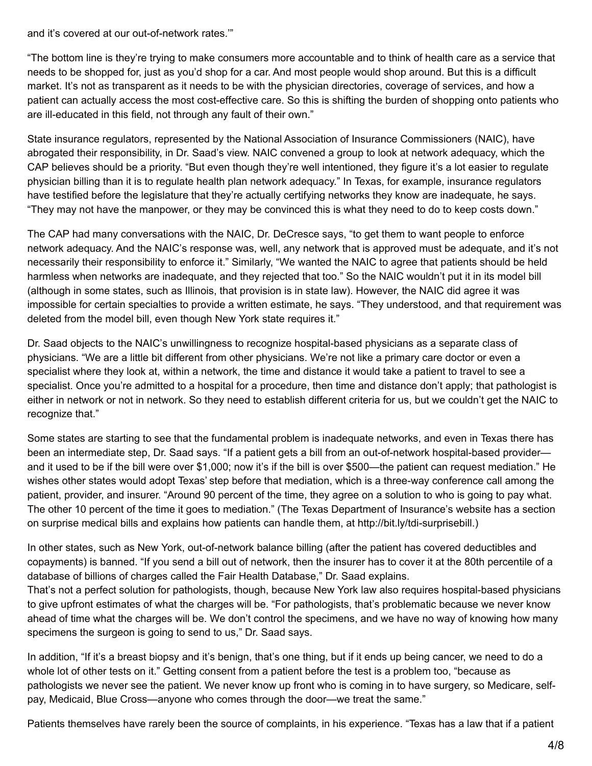and it's covered at our out-of-network rates.'"

"The bottom line is they're trying to make consumers more accountable and to think of health care as a service that needs to be shopped for, just as you'd shop for a car. And most people would shop around. But this is a difficult market. It's not as transparent as it needs to be with the physician directories, coverage of services, and how a patient can actually access the most cost-effective care. So this is shifting the burden of shopping onto patients who are ill-educated in this field, not through any fault of their own."

State insurance regulators, represented by the National Association of Insurance Commissioners (NAIC), have abrogated their responsibility, in Dr. Saad's view. NAIC convened a group to look at network adequacy, which the CAP believes should be a priority. "But even though they're well intentioned, they figure it's a lot easier to regulate physician billing than it is to regulate health plan network adequacy." In Texas, for example, insurance regulators have testified before the legislature that they're actually certifying networks they know are inadequate, he says. "They may not have the manpower, or they may be convinced this is what they need to do to keep costs down."

The CAP had many conversations with the NAIC, Dr. DeCresce says, "to get them to want people to enforce network adequacy. And the NAIC's response was, well, any network that is approved must be adequate, and it's not necessarily their responsibility to enforce it." Similarly, "We wanted the NAIC to agree that patients should be held harmless when networks are inadequate, and they rejected that too." So the NAIC wouldn't put it in its model bill (although in some states, such as Illinois, that provision is in state law). However, the NAIC did agree it was impossible for certain specialties to provide a written estimate, he says. "They understood, and that requirement was deleted from the model bill, even though New York state requires it."

Dr. Saad objects to the NAIC's unwillingness to recognize hospital-based physicians as a separate class of physicians. "We are a little bit different from other physicians. We're not like a primary care doctor or even a specialist where they look at, within a network, the time and distance it would take a patient to travel to see a specialist. Once you're admitted to a hospital for a procedure, then time and distance don't apply; that pathologist is either in network or not in network. So they need to establish different criteria for us, but we couldn't get the NAIC to recognize that."

Some states are starting to see that the fundamental problem is inadequate networks, and even in Texas there has been an intermediate step, Dr. Saad says. "If a patient gets a bill from an out-of-network hospital-based provider—and it used to be if the bill were over $1,000; now it's if the bill is over $500—the patient can request mediation." He wishes other states would adopt Texas' step before that mediation, which is a three-way conference call among the patient, provider, and insurer. "Around 90 percent of the time, they agree on a solution to who is going to pay what. The other 10 percent of the time it goes to mediation." (The Texas Department of Insurance's website has a section on surprise medical bills and explains how patients can handle them, at http://bit.ly/tdi-surprisebill.)

In other states, such as New York, out-of-network balance billing (after the patient has covered deductibles and copayments) is banned. "If you send a bill out of network, then the insurer has to cover it at the 80th percentile of a database of billions of charges called the Fair Health Database," Dr. Saad explains.

That's not a perfect solution for pathologists, though, because New York law also requires hospital-based physicians to give upfront estimates of what the charges will be. "For pathologists, that's problematic because we never know ahead of time what the charges will be. We don't control the specimens, and we have no way of knowing how many specimens the surgeon is going to send to us," Dr. Saad says.

In addition, "If it's a breast biopsy and it's benign, that's one thing, but if it ends up being cancer, we need to do a whole lot of other tests on it." Getting consent from a patient before the test is a problem too, "because as pathologists we never see the patient. We never know up front who is coming in to have surgery, so Medicare, self-pay, Medicaid, Blue Cross—anyone who comes through the door—we treat the same."

Patients themselves have rarely been the source of complaints, in his experience. "Texas has a law that if a patient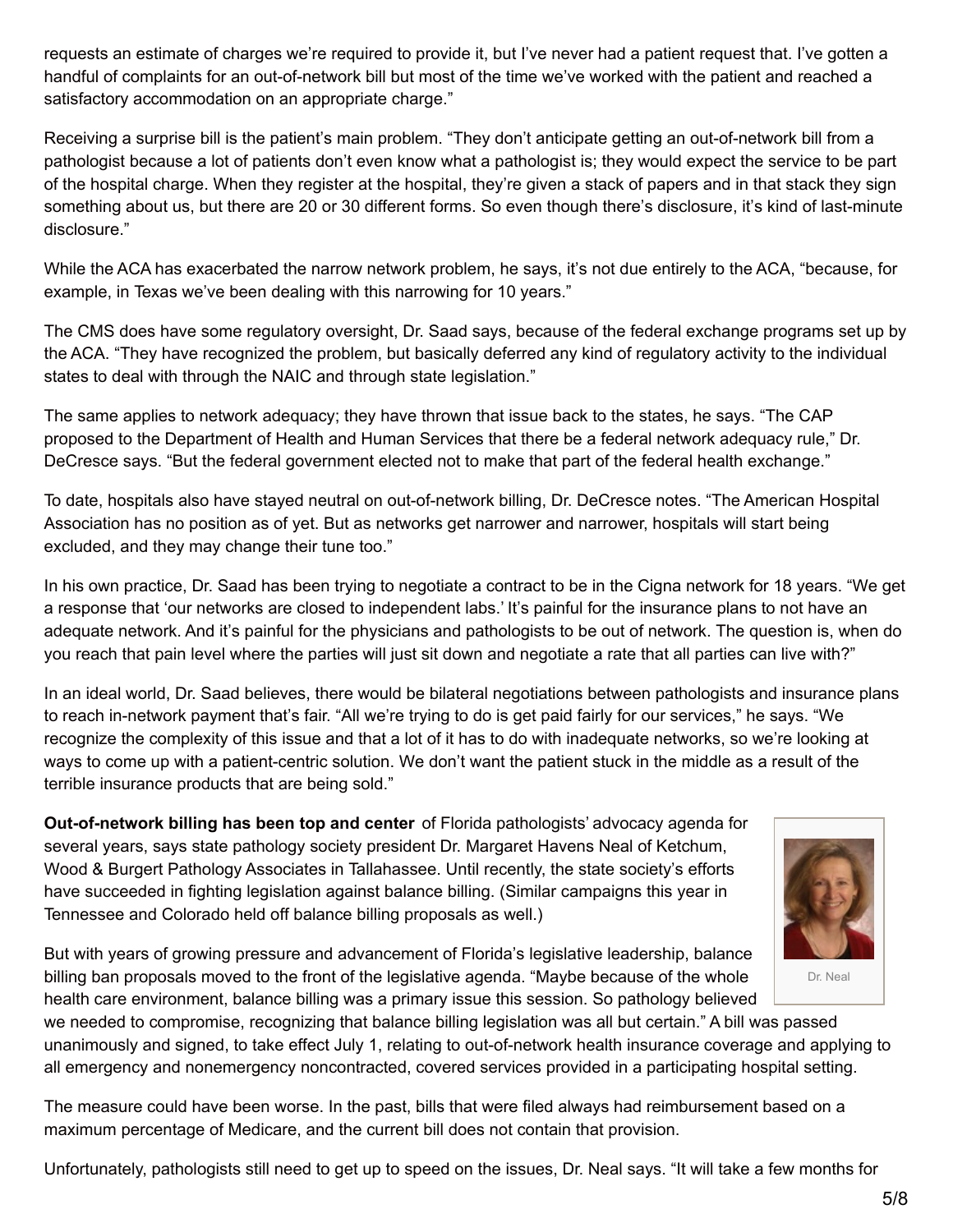requests an estimate of charges we're required to provide it, but I've never had a patient request that. I've gotten a handful of complaints for an out-of-network bill but most of the time we've worked with the patient and reached a satisfactory accommodation on an appropriate charge."

Receiving a surprise bill is the patient's main problem. "They don't anticipate getting an out-of-network bill from a pathologist because a lot of patients don't even know what a pathologist is; they would expect the service to be part of the hospital charge. When they register at the hospital, they're given a stack of papers and in that stack they sign something about us, but there are 20 or 30 different forms. So even though there's disclosure, it's kind of last-minute disclosure."

While the ACA has exacerbated the narrow network problem, he says, it's not due entirely to the ACA, "because, for example, in Texas we've been dealing with this narrowing for 10 years."

The CMS does have some regulatory oversight, Dr. Saad says, because of the federal exchange programs set up by the ACA. "They have recognized the problem, but basically deferred any kind of regulatory activity to the individual states to deal with through the NAIC and through state legislation."

The same applies to network adequacy; they have thrown that issue back to the states, he says. "The CAP proposed to the Department of Health and Human Services that there be a federal network adequacy rule," Dr. DeCresce says. "But the federal government elected not to make that part of the federal health exchange."

To date, hospitals also have stayed neutral on out-of-network billing, Dr. DeCresce notes. "The American Hospital Association has no position as of yet. But as networks get narrower and narrower, hospitals will start being excluded, and they may change their tune too."

In his own practice, Dr. Saad has been trying to negotiate a contract to be in the Cigna network for 18 years. "We get a response that 'our networks are closed to independent labs.' It's painful for the insurance plans to not have an adequate network. And it's painful for the physicians and pathologists to be out of network. The question is, when do you reach that pain level where the parties will just sit down and negotiate a rate that all parties can live with?"

In an ideal world, Dr. Saad believes, there would be bilateral negotiations between pathologists and insurance plans to reach in-network payment that's fair. "All we're trying to do is get paid fairly for our services," he says. "We recognize the complexity of this issue and that a lot of it has to do with inadequate networks, so we're looking at ways to come up with a patient-centric solution. We don't want the patient stuck in the middle as a result of the terrible insurance products that are being sold."

**Out-of-network billing has been top and center** of Florida pathologists' advocacy agenda for several years, says state pathology society president Dr. Margaret Havens Neal of Ketchum, Wood & Burgert Pathology Associates in Tallahassee. Until recently, the state society's efforts have succeeded in fighting legislation against balance billing. (Similar campaigns this year in Tennessee and Colorado held off balance billing proposals as well.)

Dr. Neal

But with years of growing pressure and advancement of Florida's legislative leadership, balance billing ban proposals moved to the front of the legislative agenda. "Maybe because of the whole health care environment, balance billing was a primary issue this session. So pathology believed we needed to compromise, recognizing that balance billing legislation was all but certain." A bill was passed unanimously and signed, to take effect July 1, relating to out-of-network health insurance coverage and applying to all emergency and nonemergency noncontracted, covered services provided in a participating hospital setting.

The measure could have been worse. In the past, bills that were filed always had reimbursement based on a maximum percentage of Medicare, and the current bill does not contain that provision.

Unfortunately, pathologists still need to get up to speed on the issues, Dr. Neal says. "It will take a few months for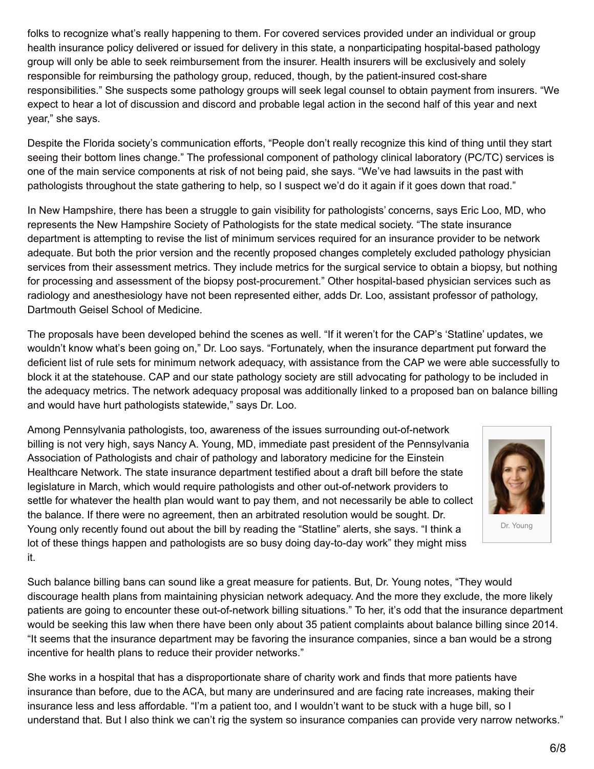folks to recognize what's really happening to them. For covered services provided under an individual or group health insurance policy delivered or issued for delivery in this state, a nonparticipating hospital-based pathology group will only be able to seek reimbursement from the insurer. Health insurers will be exclusively and solely responsible for reimbursing the pathology group, reduced, though, by the patient-insured cost-share responsibilities." She suspects some pathology groups will seek legal counsel to obtain payment from insurers. "We expect to hear a lot of discussion and discord and probable legal action in the second half of this year and next year," she says.

Despite the Florida society's communication efforts, "People don't really recognize this kind of thing until they start seeing their bottom lines change." The professional component of pathology clinical laboratory (PC/TC) services is one of the main service components at risk of not being paid, she says. "We've had lawsuits in the past with pathologists throughout the state gathering to help, so I suspect we'd do it again if it goes down that road."

In New Hampshire, there has been a struggle to gain visibility for pathologists' concerns, says Eric Loo, MD, who represents the New Hampshire Society of Pathologists for the state medical society. "The state insurance department is attempting to revise the list of minimum services required for an insurance provider to be network adequate. But both the prior version and the recently proposed changes completely excluded pathology physician services from their assessment metrics. They include metrics for the surgical service to obtain a biopsy, but nothing for processing and assessment of the biopsy post-procurement." Other hospital-based physician services such as radiology and anesthesiology have not been represented either, adds Dr. Loo, assistant professor of pathology, Dartmouth Geisel School of Medicine.

The proposals have been developed behind the scenes as well. "If it weren't for the CAP's 'Statline' updates, we wouldn't know what's been going on," Dr. Loo says. "Fortunately, when the insurance department put forward the deficient list of rule sets for minimum network adequacy, with assistance from the CAP we were able successfully to block it at the statehouse. CAP and our state pathology society are still advocating for pathology to be included in the adequacy metrics. The network adequacy proposal was additionally linked to a proposed ban on balance billing and would have hurt pathologists statewide," says Dr. Loo.

Among Pennsylvania pathologists, too, awareness of the issues surrounding out-of-network billing is not very high, says Nancy A. Young, MD, immediate past president of the Pennsylvania Association of Pathologists and chair of pathology and laboratory medicine for the Einstein Healthcare Network. The state insurance department testified about a draft bill before the state legislature in March, which would require pathologists and other out-of-network providers to settle for whatever the health plan would want to pay them, and not necessarily be able to collect the balance. If there were no agreement, then an arbitrated resolution would be sought. Dr. Young only recently found out about the bill by reading the "Statline" alerts, she says. "I think a lot of these things happen and pathologists are so busy doing day-to-day work" they might miss it.

Dr. Young

Such balance billing bans can sound like a great measure for patients. But, Dr. Young notes, "They would discourage health plans from maintaining physician network adequacy. And the more they exclude, the more likely patients are going to encounter these out-of-network billing situations." To her, it's odd that the insurance department would be seeking this law when there have been only about 35 patient complaints about balance billing since 2014. "It seems that the insurance department may be favoring the insurance companies, since a ban would be a strong incentive for health plans to reduce their provider networks."

She works in a hospital that has a disproportionate share of charity work and finds that more patients have insurance than before, due to the ACA, but many are underinsured and are facing rate increases, making their insurance less and less affordable. "I'm a patient too, and I wouldn't want to be stuck with a huge bill, so I understand that. But I also think we can't rig the system so insurance companies can provide very narrow networks."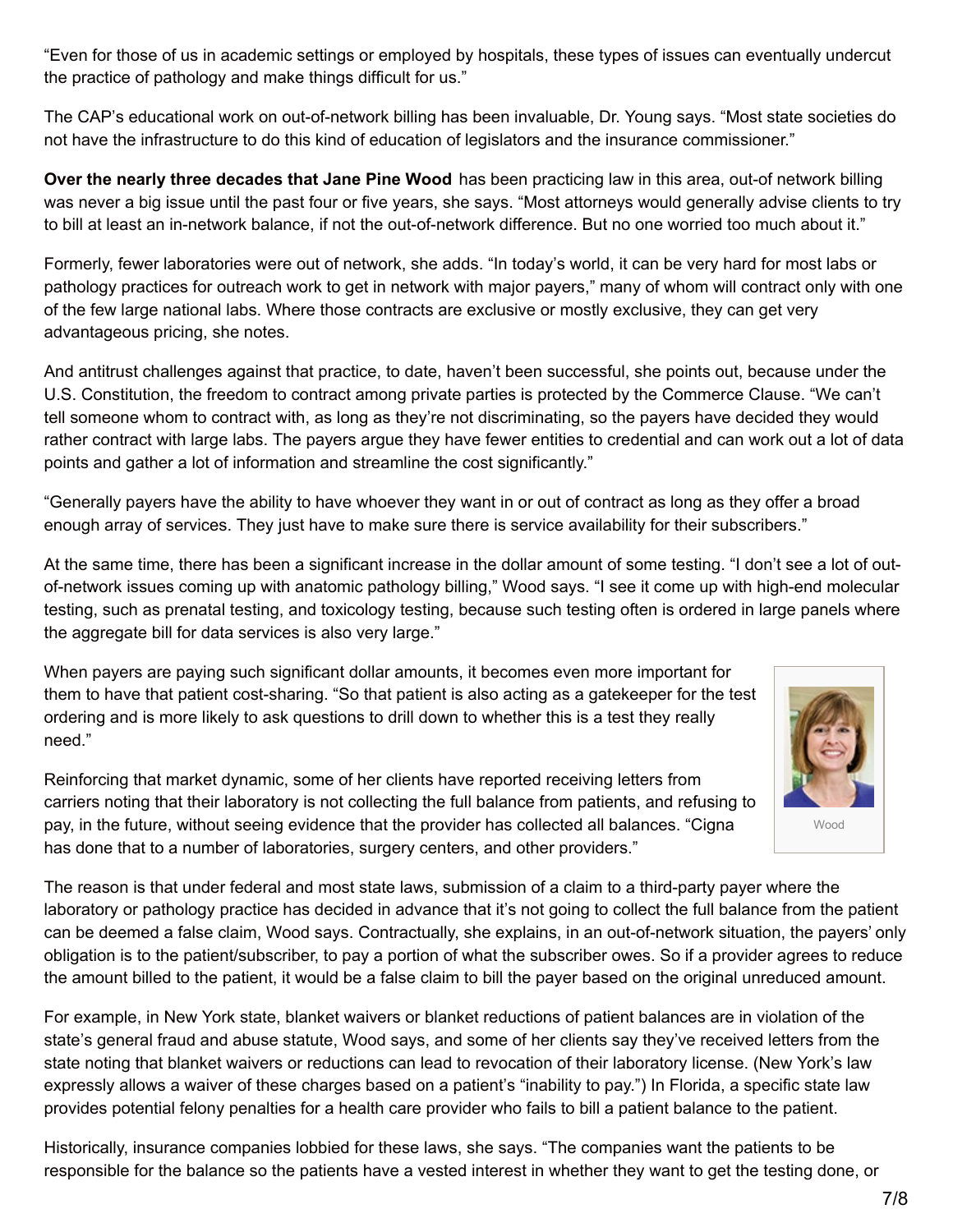"Even for those of us in academic settings or employed by hospitals, these types of issues can eventually undercut the practice of pathology and make things difficult for us."

The CAP's educational work on out-of-network billing has been invaluable, Dr. Young says. "Most state societies do not have the infrastructure to do this kind of education of legislators and the insurance commissioner."

**Over the nearly three decades that Jane Pine Wood** has been practicing law in this area, out-of network billing was never a big issue until the past four or five years, she says. "Most attorneys would generally advise clients to try to bill at least an in-network balance, if not the out-of-network difference. But no one worried too much about it."

Formerly, fewer laboratories were out of network, she adds. "In today's world, it can be very hard for most labs or pathology practices for outreach work to get in network with major payers," many of whom will contract only with one of the few large national labs. Where those contracts are exclusive or mostly exclusive, they can get very advantageous pricing, she notes.

And antitrust challenges against that practice, to date, haven't been successful, she points out, because under the U.S. Constitution, the freedom to contract among private parties is protected by the Commerce Clause. "We can't tell someone whom to contract with, as long as they're not discriminating, so the payers have decided they would rather contract with large labs. The payers argue they have fewer entities to credential and can work out a lot of data points and gather a lot of information and streamline the cost significantly."

"Generally payers have the ability to have whoever they want in or out of contract as long as they offer a broad enough array of services. They just have to make sure there is service availability for their subscribers."

At the same time, there has been a significant increase in the dollar amount of some testing. "I don't see a lot of out-of-network issues coming up with anatomic pathology billing," Wood says. "I see it come up with high-end molecular testing, such as prenatal testing, and toxicology testing, because such testing often is ordered in large panels where the aggregate bill for data services is also very large."

When payers are paying such significant dollar amounts, it becomes even more important for them to have that patient cost-sharing. "So that patient is also acting as a gatekeeper for the test ordering and is more likely to ask questions to drill down to whether this is a test they really need."

Wood

Reinforcing that market dynamic, some of her clients have reported receiving letters from carriers noting that their laboratory is not collecting the full balance from patients, and refusing to pay, in the future, without seeing evidence that the provider has collected all balances. "Cigna has done that to a number of laboratories, surgery centers, and other providers."

The reason is that under federal and most state laws, submission of a claim to a third-party payer where the laboratory or pathology practice has decided in advance that it's not going to collect the full balance from the patient can be deemed a false claim, Wood says. Contractually, she explains, in an out-of-network situation, the payers' only obligation is to the patient/subscriber, to pay a portion of what the subscriber owes. So if a provider agrees to reduce the amount billed to the patient, it would be a false claim to bill the payer based on the original unreduced amount.

For example, in New York state, blanket waivers or blanket reductions of patient balances are in violation of the state's general fraud and abuse statute, Wood says, and some of her clients say they've received letters from the state noting that blanket waivers or reductions can lead to revocation of their laboratory license. (New York's law expressly allows a waiver of these charges based on a patient's "inability to pay.") In Florida, a specific state law provides potential felony penalties for a health care provider who fails to bill a patient balance to the patient.

Historically, insurance companies lobbied for these laws, she says. "The companies want the patients to be responsible for the balance so the patients have a vested interest in whether they want to get the testing done, or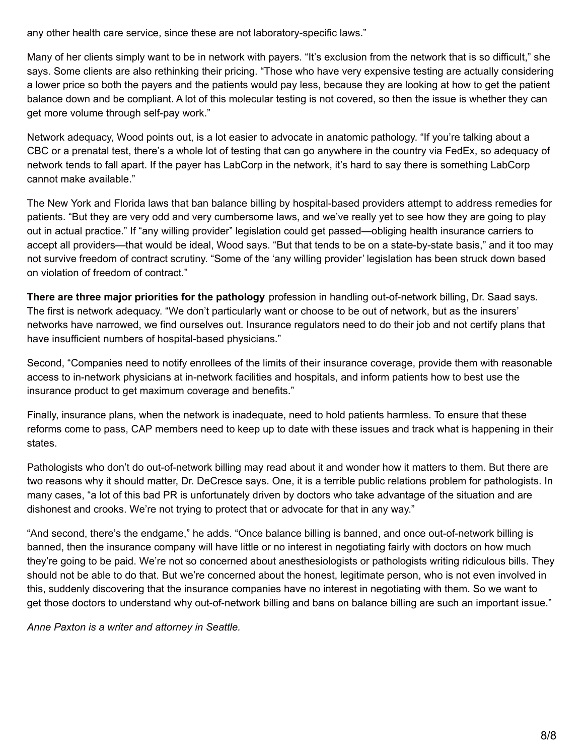any other health care service, since these are not laboratory-specific laws."

Many of her clients simply want to be in network with payers. "It's exclusion from the network that is so difficult," she says. Some clients are also rethinking their pricing. "Those who have very expensive testing are actually considering a lower price so both the payers and the patients would pay less, because they are looking at how to get the patient balance down and be compliant. A lot of this molecular testing is not covered, so then the issue is whether they can get more volume through self-pay work."

Network adequacy, Wood points out, is a lot easier to advocate in anatomic pathology. "If you're talking about a CBC or a prenatal test, there's a whole lot of testing that can go anywhere in the country via FedEx, so adequacy of network tends to fall apart. If the payer has LabCorp in the network, it's hard to say there is something LabCorp cannot make available."

The New York and Florida laws that ban balance billing by hospital-based providers attempt to address remedies for patients. "But they are very odd and very cumbersome laws, and we've really yet to see how they are going to play out in actual practice." If "any willing provider" legislation could get passed—obliging health insurance carriers to accept all providers—that would be ideal, Wood says. "But that tends to be on a state-by-state basis," and it too may not survive freedom of contract scrutiny. "Some of the 'any willing provider' legislation has been struck down based on violation of freedom of contract."

**There are three major priorities for the pathology** profession in handling out-of-network billing, Dr. Saad says. The first is network adequacy. "We don't particularly want or choose to be out of network, but as the insurers' networks have narrowed, we find ourselves out. Insurance regulators need to do their job and not certify plans that have insufficient numbers of hospital-based physicians."

Second, "Companies need to notify enrollees of the limits of their insurance coverage, provide them with reasonable access to in-network physicians at in-network facilities and hospitals, and inform patients how to best use the insurance product to get maximum coverage and benefits."

Finally, insurance plans, when the network is inadequate, need to hold patients harmless. To ensure that these reforms come to pass, CAP members need to keep up to date with these issues and track what is happening in their states.

Pathologists who don't do out-of-network billing may read about it and wonder how it matters to them. But there are two reasons why it should matter, Dr. DeCresce says. One, it is a terrible public relations problem for pathologists. In many cases, "a lot of this bad PR is unfortunately driven by doctors who take advantage of the situation and are dishonest and crooks. We're not trying to protect that or advocate for that in any way."

"And second, there's the endgame," he adds. "Once balance billing is banned, and once out-of-network billing is banned, then the insurance company will have little or no interest in negotiating fairly with doctors on how much they're going to be paid. We're not so concerned about anesthesiologists or pathologists writing ridiculous bills. They should not be able to do that. But we're concerned about the honest, legitimate person, who is not even involved in this, suddenly discovering that the insurance companies have no interest in negotiating with them. So we want to get those doctors to understand why out-of-network billing and bans on balance billing are such an important issue."

*Anne Paxton is a writer and attorney in Seattle.*